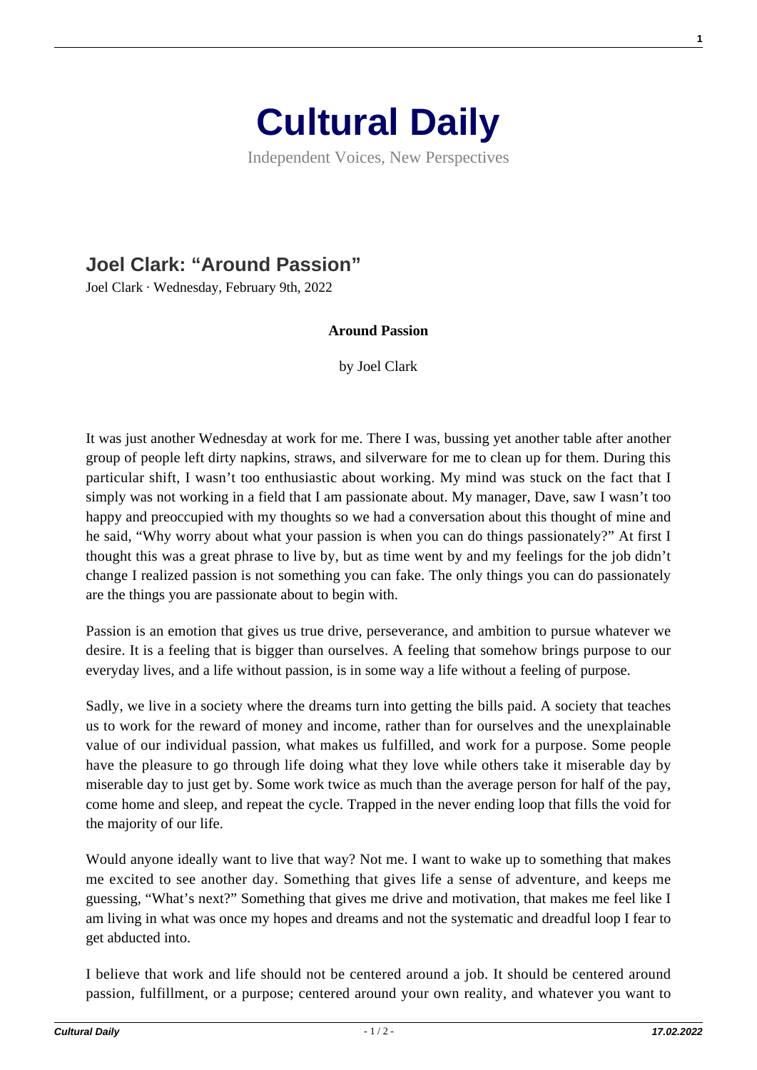# Cultural Daily

Independent Voices, New Perspectives

## Joel Clark: "Around Passion"

Joel Clark · Wednesday, February 9th, 2022

**Around Passion**

by Joel Clark

It was just another Wednesday at work for me. There I was, bussing yet another table after another group of people left dirty napkins, straws, and silverware for me to clean up for them. During this particular shift, I wasn't too enthusiastic about working. My mind was stuck on the fact that I simply was not working in a field that I am passionate about. My manager, Dave, saw I wasn't too happy and preoccupied with my thoughts so we had a conversation about this thought of mine and he said, "Why worry about what your passion is when you can do things passionately?" At first I thought this was a great phrase to live by, but as time went by and my feelings for the job didn't change I realized passion is not something you can fake. The only things you can do passionately are the things you are passionate about to begin with.

Passion is an emotion that gives us true drive, perseverance, and ambition to pursue whatever we desire. It is a feeling that is bigger than ourselves. A feeling that somehow brings purpose to our everyday lives, and a life without passion, is in some way a life without a feeling of purpose.

Sadly, we live in a society where the dreams turn into getting the bills paid. A society that teaches us to work for the reward of money and income, rather than for ourselves and the unexplainable value of our individual passion, what makes us fulfilled, and work for a purpose. Some people have the pleasure to go through life doing what they love while others take it miserable day by miserable day to just get by. Some work twice as much than the average person for half of the pay, come home and sleep, and repeat the cycle. Trapped in the never ending loop that fills the void for the majority of our life.

Would anyone ideally want to live that way? Not me. I want to wake up to something that makes me excited to see another day. Something that gives life a sense of adventure, and keeps me guessing, "What's next?" Something that gives me drive and motivation, that makes me feel like I am living in what was once my hopes and dreams and not the systematic and dreadful loop I fear to get abducted into.

I believe that work and life should not be centered around a job. It should be centered around passion, fulfillment, or a purpose; centered around your own reality, and whatever you want to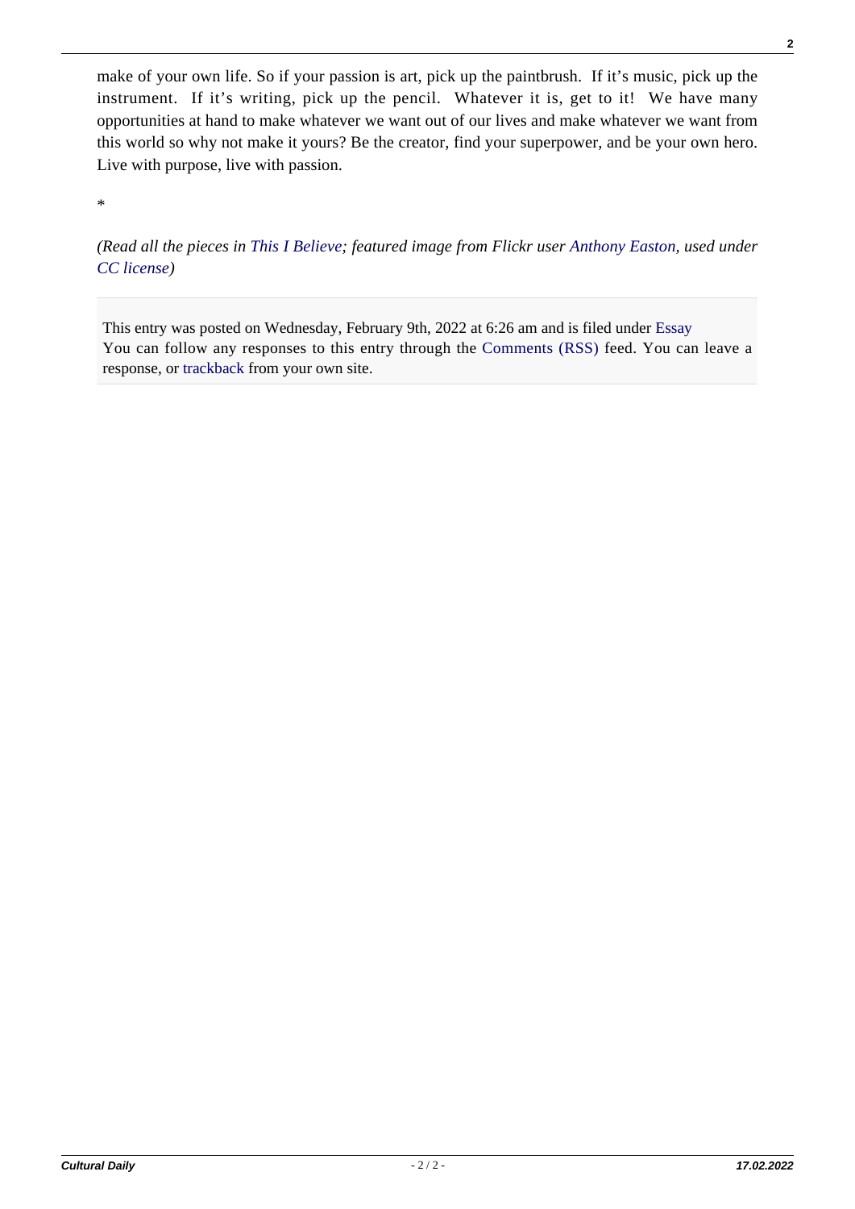make of your own life. So if your passion is art, pick up the paintbrush. If it's music, pick up the instrument. If it's writing, pick up the pencil. Whatever it is, get to it! We have many opportunities at hand to make whatever we want out of our lives and make whatever we want from this world so why not make it yours? Be the creator, find your superpower, and be your own hero. Live with purpose, live with passion.

*

*(Read all the pieces in This I Believe; featured image from Flickr user Anthony Easton, used under CC license)*

This entry was posted on Wednesday, February 9th, 2022 at 6:26 am and is filed under Essay
You can follow any responses to this entry through the Comments (RSS) feed. You can leave a response, or trackback from your own site.